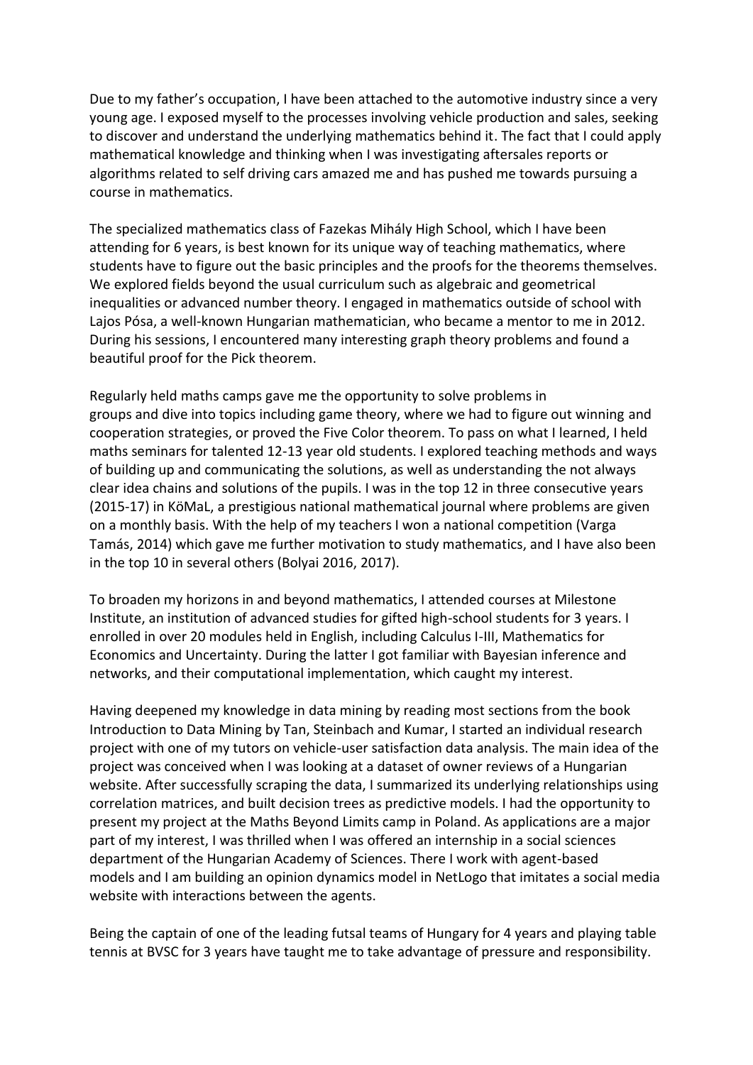Due to my father's occupation, I have been attached to the automotive industry since a very young age. I exposed myself to the processes involving vehicle production and sales, seeking to discover and understand the underlying mathematics behind it. The fact that I could apply mathematical knowledge and thinking when I was investigating aftersales reports or algorithms related to self driving cars amazed me and has pushed me towards pursuing a course in mathematics.

The specialized mathematics class of Fazekas Mihály High School, which I have been attending for 6 years, is best known for its unique way of teaching mathematics, where students have to figure out the basic principles and the proofs for the theorems themselves. We explored fields beyond the usual curriculum such as algebraic and geometrical inequalities or advanced number theory. I engaged in mathematics outside of school with Lajos Pósa, a well-known Hungarian mathematician, who became a mentor to me in 2012. During his sessions, I encountered many interesting graph theory problems and found a beautiful proof for the Pick theorem.

Regularly held maths camps gave me the opportunity to solve problems in groups and dive into topics including game theory, where we had to figure out winning and cooperation strategies, or proved the Five Color theorem. To pass on what I learned, I held maths seminars for talented 12-13 year old students. I explored teaching methods and ways of building up and communicating the solutions, as well as understanding the not always clear idea chains and solutions of the pupils. I was in the top 12 in three consecutive years (2015-17) in KöMaL, a prestigious national mathematical journal where problems are given on a monthly basis. With the help of my teachers I won a national competition (Varga Tamás, 2014) which gave me further motivation to study mathematics, and I have also been in the top 10 in several others (Bolyai 2016, 2017).

To broaden my horizons in and beyond mathematics, I attended courses at Milestone Institute, an institution of advanced studies for gifted high-school students for 3 years. I enrolled in over 20 modules held in English, including Calculus I-III, Mathematics for Economics and Uncertainty. During the latter I got familiar with Bayesian inference and networks, and their computational implementation, which caught my interest.

Having deepened my knowledge in data mining by reading most sections from the book Introduction to Data Mining by Tan, Steinbach and Kumar, I started an individual research project with one of my tutors on vehicle-user satisfaction data analysis. The main idea of the project was conceived when I was looking at a dataset of owner reviews of a Hungarian website. After successfully scraping the data, I summarized its underlying relationships using correlation matrices, and built decision trees as predictive models. I had the opportunity to present my project at the Maths Beyond Limits camp in Poland. As applications are a major part of my interest, I was thrilled when I was offered an internship in a social sciences department of the Hungarian Academy of Sciences. There I work with agent-based models and I am building an opinion dynamics model in NetLogo that imitates a social media website with interactions between the agents.

Being the captain of one of the leading futsal teams of Hungary for 4 years and playing table tennis at BVSC for 3 years have taught me to take advantage of pressure and responsibility.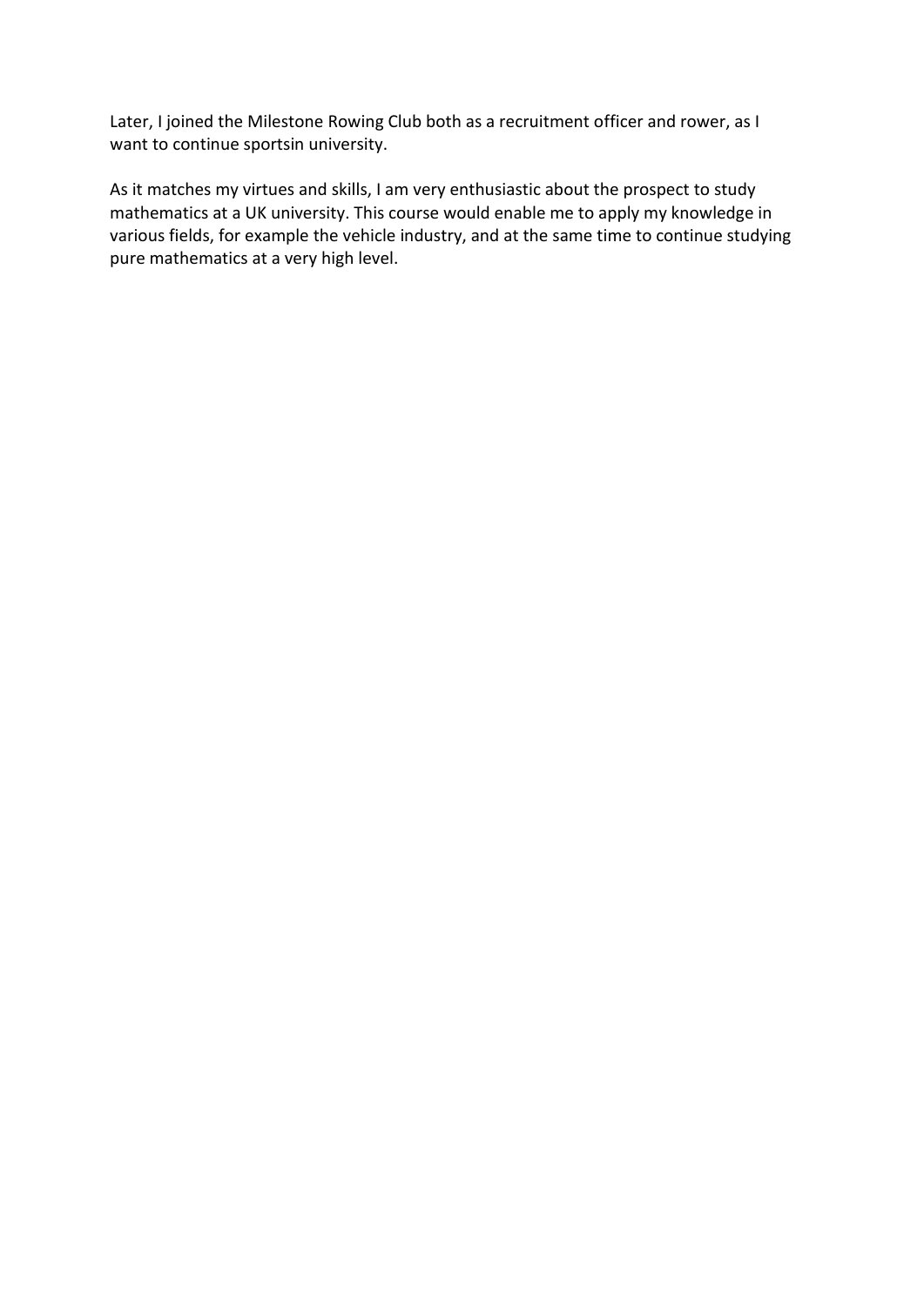Later, I joined the Milestone Rowing Club both as a recruitment officer and rower, as I want to continue sportsin university.

As it matches my virtues and skills, I am very enthusiastic about the prospect to study mathematics at a UK university. This course would enable me to apply my knowledge in various fields, for example the vehicle industry, and at the same time to continue studying pure mathematics at a very high level.